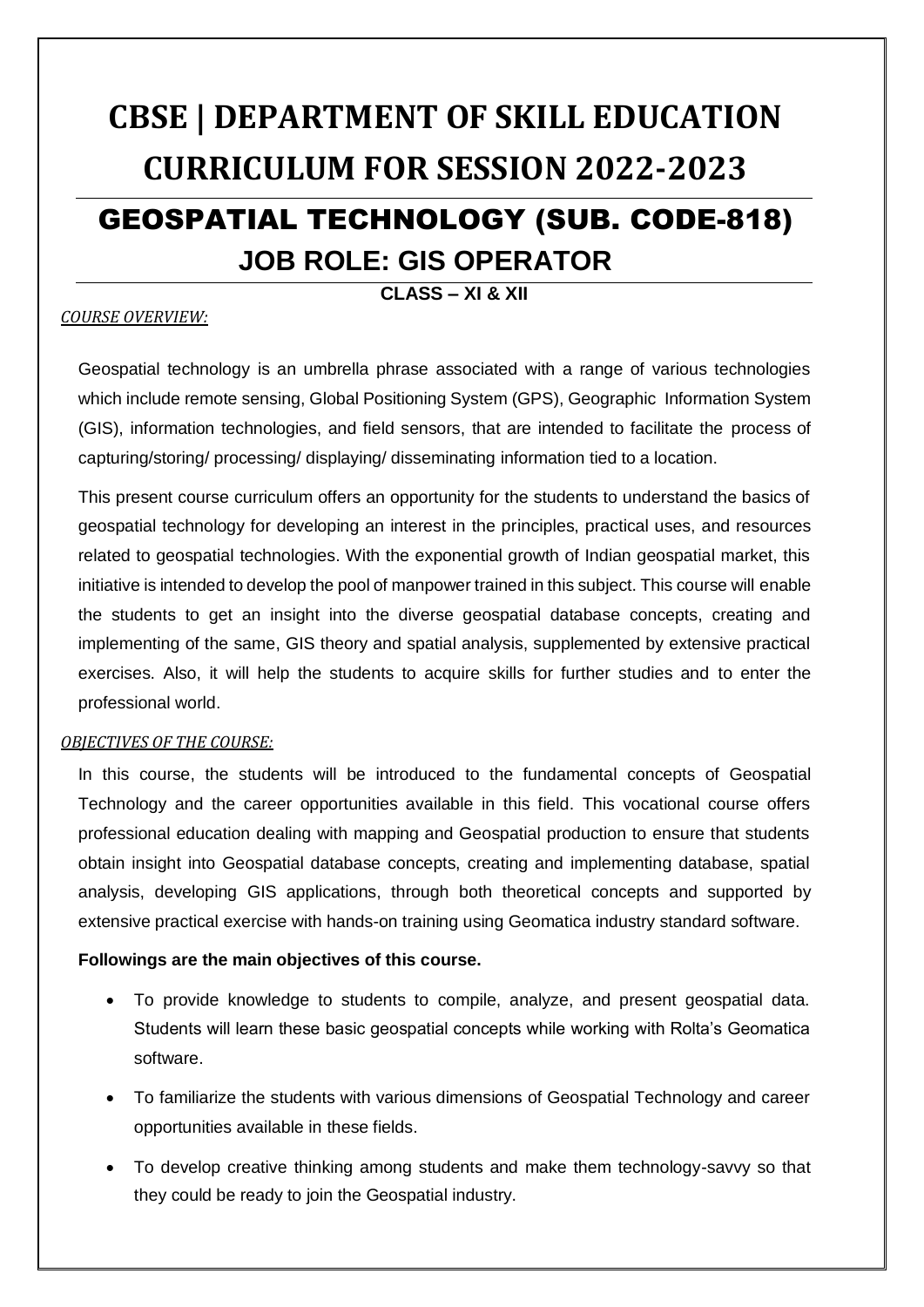# CBSE | DEPARTMENT OF SKILL EDUCATION
# CURRICULUM FOR SESSION 2022-2023

## GEOSPATIAL TECHNOLOGY (SUB. CODE-818)

## JOB ROLE: GIS OPERATOR

**CLASS – XI & XII**

*COURSE OVERVIEW:*

Geospatial technology is an umbrella phrase associated with a range of various technologies which include remote sensing, Global Positioning System (GPS), Geographic Information System (GIS), information technologies, and field sensors, that are intended to facilitate the process of capturing/storing/ processing/ displaying/ disseminating information tied to a location.

This present course curriculum offers an opportunity for the students to understand the basics of geospatial technology for developing an interest in the principles, practical uses, and resources related to geospatial technologies. With the exponential growth of Indian geospatial market, this initiative is intended to develop the pool of manpower trained in this subject. This course will enable the students to get an insight into the diverse geospatial database concepts, creating and implementing of the same, GIS theory and spatial analysis, supplemented by extensive practical exercises. Also, it will help the students to acquire skills for further studies and to enter the professional world.

*OBJECTIVES OF THE COURSE:*

In this course, the students will be introduced to the fundamental concepts of Geospatial Technology and the career opportunities available in this field. This vocational course offers professional education dealing with mapping and Geospatial production to ensure that students obtain insight into Geospatial database concepts, creating and implementing database, spatial analysis, developing GIS applications, through both theoretical concepts and supported by extensive practical exercise with hands-on training using Geomatica industry standard software.

**Followings are the main objectives of this course.**

- To provide knowledge to students to compile, analyze, and present geospatial data. Students will learn these basic geospatial concepts while working with Rolta's Geomatica software.
- To familiarize the students with various dimensions of Geospatial Technology and career opportunities available in these fields.
- To develop creative thinking among students and make them technology-savvy so that they could be ready to join the Geospatial industry.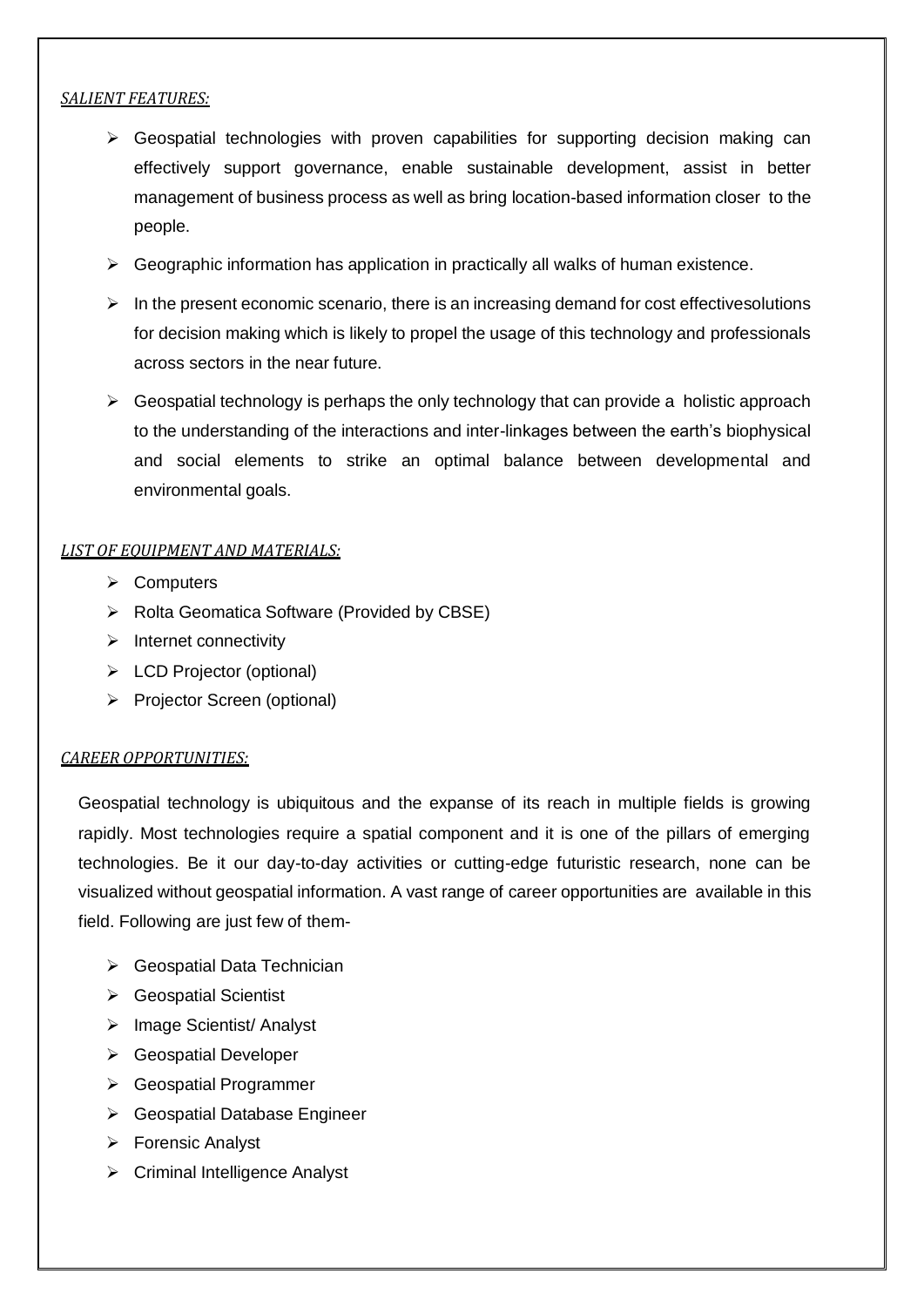*SALIENT FEATURES:*

- Geospatial technologies with proven capabilities for supporting decision making can effectively support governance, enable sustainable development, assist in better management of business process as well as bring location-based information closer to the people.
- Geographic information has application in practically all walks of human existence.
- In the present economic scenario, there is an increasing demand for cost effectivesolutions for decision making which is likely to propel the usage of this technology and professionals across sectors in the near future.
- Geospatial technology is perhaps the only technology that can provide a holistic approach to the understanding of the interactions and inter-linkages between the earth's biophysical and social elements to strike an optimal balance between developmental and environmental goals.

*LIST OF EQUIPMENT AND MATERIALS:*

- Computers
- Rolta Geomatica Software (Provided by CBSE)
- Internet connectivity
- LCD Projector (optional)
- Projector Screen (optional)

*CAREER OPPORTUNITIES:*

Geospatial technology is ubiquitous and the expanse of its reach in multiple fields is growing rapidly. Most technologies require a spatial component and it is one of the pillars of emerging technologies. Be it our day-to-day activities or cutting-edge futuristic research, none can be visualized without geospatial information. A vast range of career opportunities are available in this field. Following are just few of them-

- Geospatial Data Technician
- Geospatial Scientist
- Image Scientist/ Analyst
- Geospatial Developer
- Geospatial Programmer
- Geospatial Database Engineer
- Forensic Analyst
- Criminal Intelligence Analyst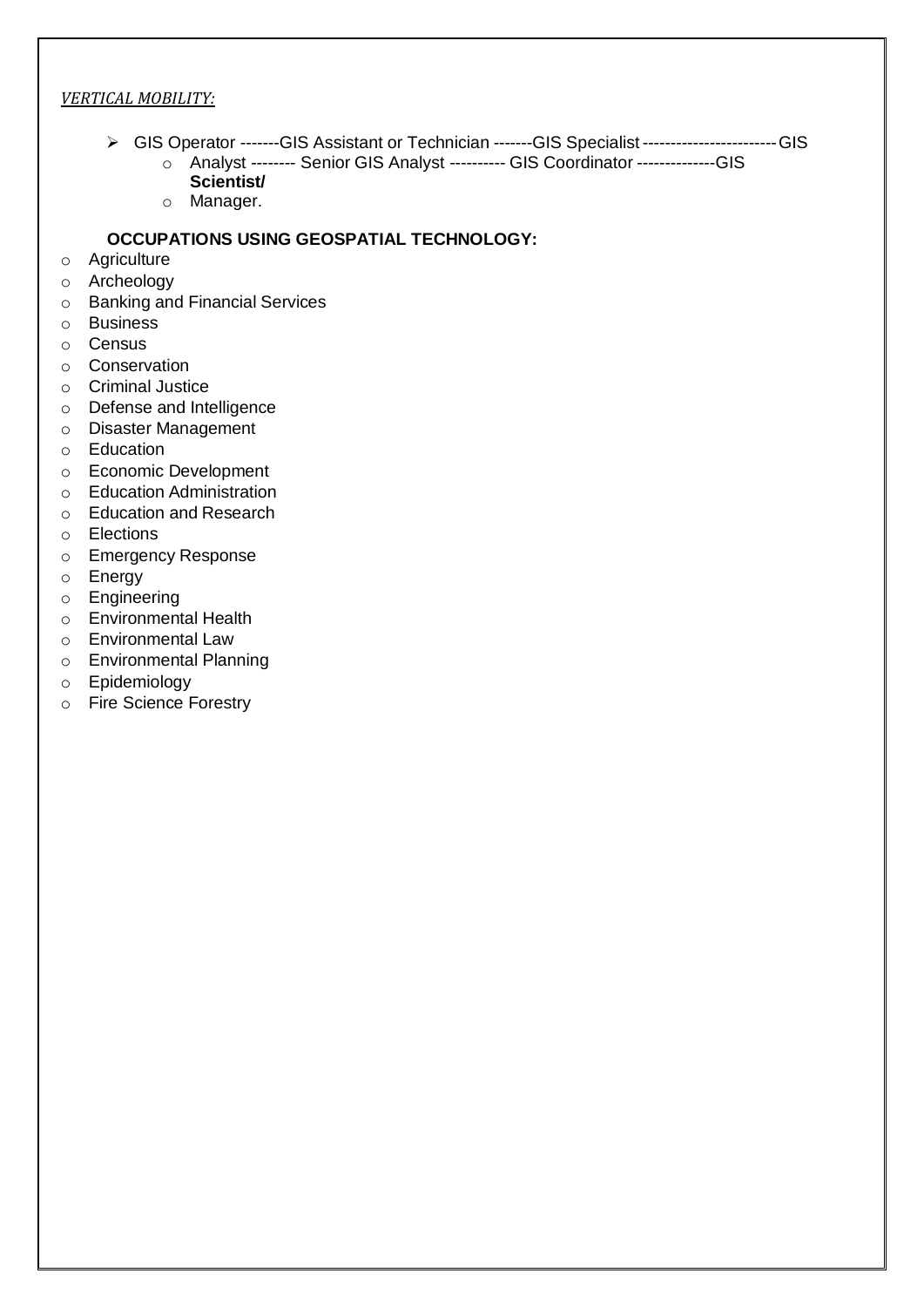*VERTICAL MOBILITY:*

- GIS Operator -------GIS Assistant or Technician -------GIS Specialist ------------------------GIS
  - Analyst -------- Senior GIS Analyst ---------- GIS Coordinator --------------GIS **Scientist/**
  - Manager.

**OCCUPATIONS USING GEOSPATIAL TECHNOLOGY:**

- Agriculture
- Archeology
- Banking and Financial Services
- Business
- Census
- Conservation
- Criminal Justice
- Defense and Intelligence
- Disaster Management
- Education
- Economic Development
- Education Administration
- Education and Research
- Elections
- Emergency Response
- Energy
- Engineering
- Environmental Health
- Environmental Law
- Environmental Planning
- Epidemiology
- Fire Science Forestry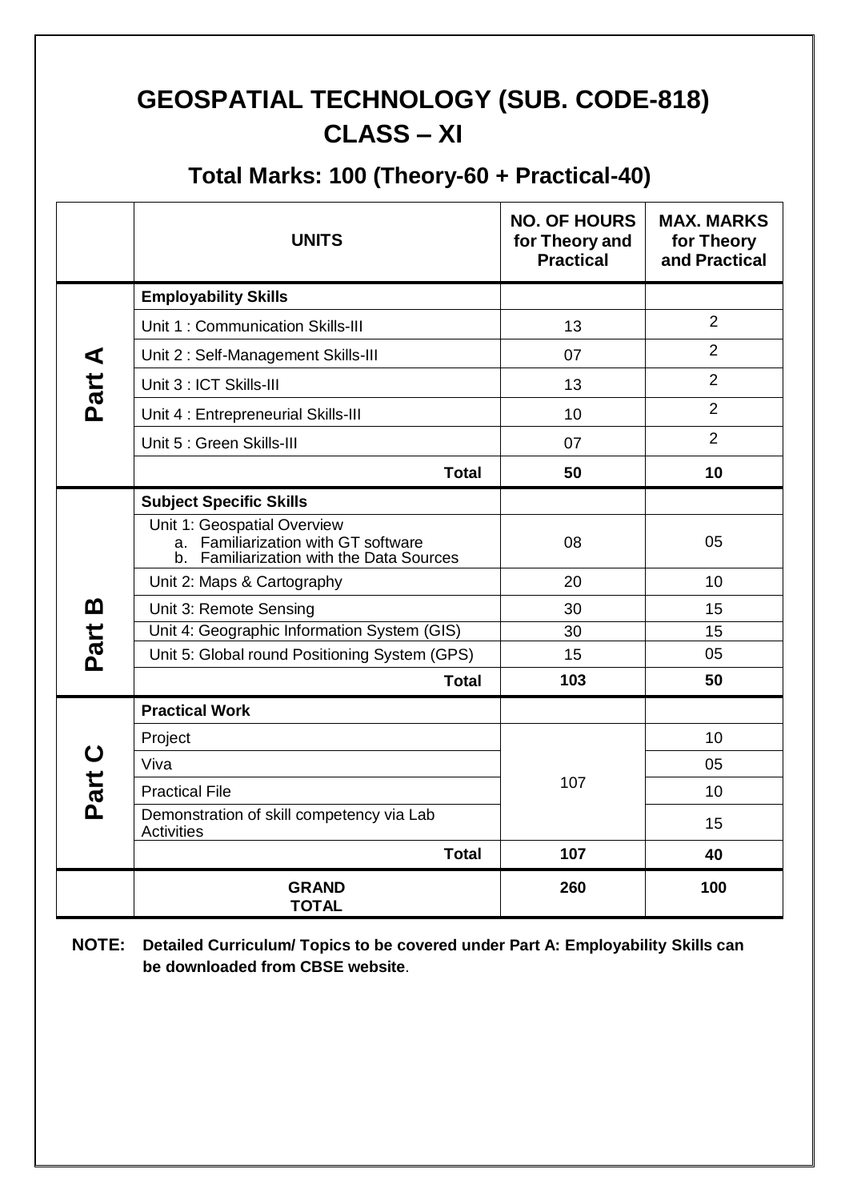# GEOSPATIAL TECHNOLOGY (SUB. CODE-818)
# CLASS – XI

## Total Marks: 100 (Theory-60 + Practical-40)

| | UNITS | NO. OF HOURS for Theory and Practical | MAX. MARKS for Theory and Practical |
|---|---|---|---|
| Part A | **Employability Skills** | | |
| | Unit 1 : Communication Skills-III | 13 | 2 |
| | Unit 2 : Self-Management Skills-III | 07 | 2 |
| | Unit 3 : ICT Skills-III | 13 | 2 |
| | Unit 4 : Entrepreneurial Skills-III | 10 | 2 |
| | Unit 5 : Green Skills-III | 07 | 2 |
| | **Total** | **50** | **10** |
| Part B | **Subject Specific Skills** | | |
| | Unit 1: Geospatial Overview<br>a. Familiarization with GT software<br>b. Familiarization with the Data Sources | 08 | 05 |
| | Unit 2: Maps & Cartography | 20 | 10 |
| | Unit 3: Remote Sensing | 30 | 15 |
| | Unit 4: Geographic Information System (GIS) | 30 | 15 |
| | Unit 5: Global round Positioning System (GPS) | 15 | 05 |
| | **Total** | **103** | **50** |
| Part C | **Practical Work** | | |
| | Project | 107 | 10 |
| | Viva | | 05 |
| | Practical File | | 10 |
| | Demonstration of skill competency via Lab Activities | | 15 |
| | **Total** | **107** | **40** |
| | **GRAND TOTAL** | **260** | **100** |

**NOTE: Detailed Curriculum/ Topics to be covered under Part A: Employability Skills can be downloaded from CBSE website**.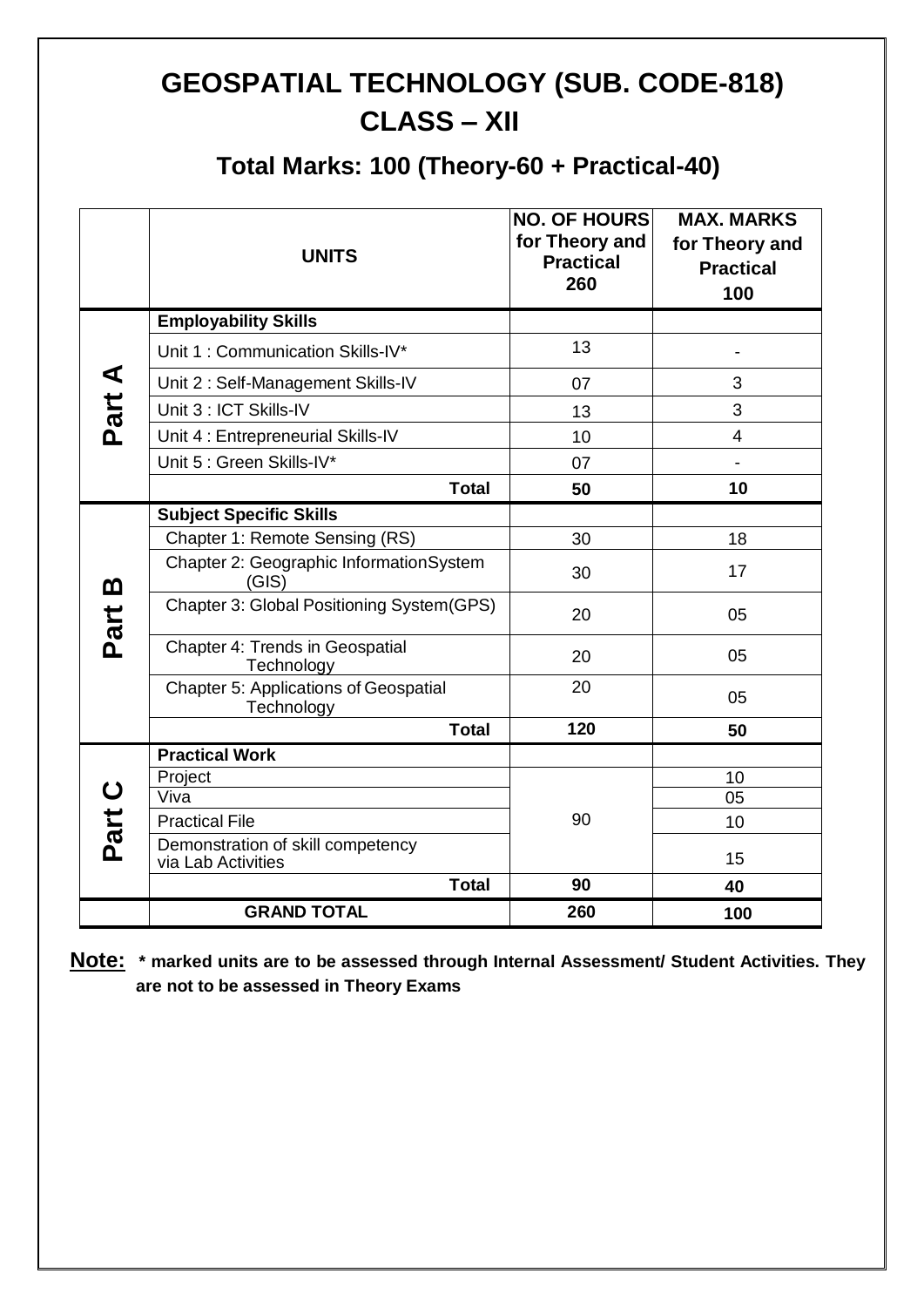# GEOSPATIAL TECHNOLOGY (SUB. CODE-818)
## CLASS – XII

### Total Marks: 100 (Theory-60 + Practical-40)

| | UNITS | NO. OF HOURS for Theory and Practical 260 | MAX. MARKS for Theory and Practical 100 |
|---|---|---|---|
| Part A | **Employability Skills** | | |
| | Unit 1 : Communication Skills-IV* | 13 | - |
| | Unit 2 : Self-Management Skills-IV | 07 | 3 |
| | Unit 3 : ICT Skills-IV | 13 | 3 |
| | Unit 4 : Entrepreneurial Skills-IV | 10 | 4 |
| | Unit 5 : Green Skills-IV* | 07 | - |
| | **Total** | **50** | **10** |
| Part B | **Subject Specific Skills** | | |
| | Chapter 1: Remote Sensing (RS) | 30 | 18 |
| | Chapter 2: Geographic InformationSystem (GIS) | 30 | 17 |
| | Chapter 3: Global Positioning System(GPS) | 20 | 05 |
| | Chapter 4: Trends in Geospatial Technology | 20 | 05 |
| | Chapter 5: Applications of Geospatial Technology | 20 | 05 |
| | **Total** | **120** | **50** |
| Part C | **Practical Work** | | |
| | Project | 90 | 10 |
| | Viva | | 05 |
| | Practical File | | 10 |
| | Demonstration of skill competency via Lab Activities | | 15 |
| | **Total** | **90** | **40** |
| | **GRAND TOTAL** | **260** | **100** |

**Note:** **\* marked units are to be assessed through Internal Assessment/ Student Activities. They are not to be assessed in Theory Exams**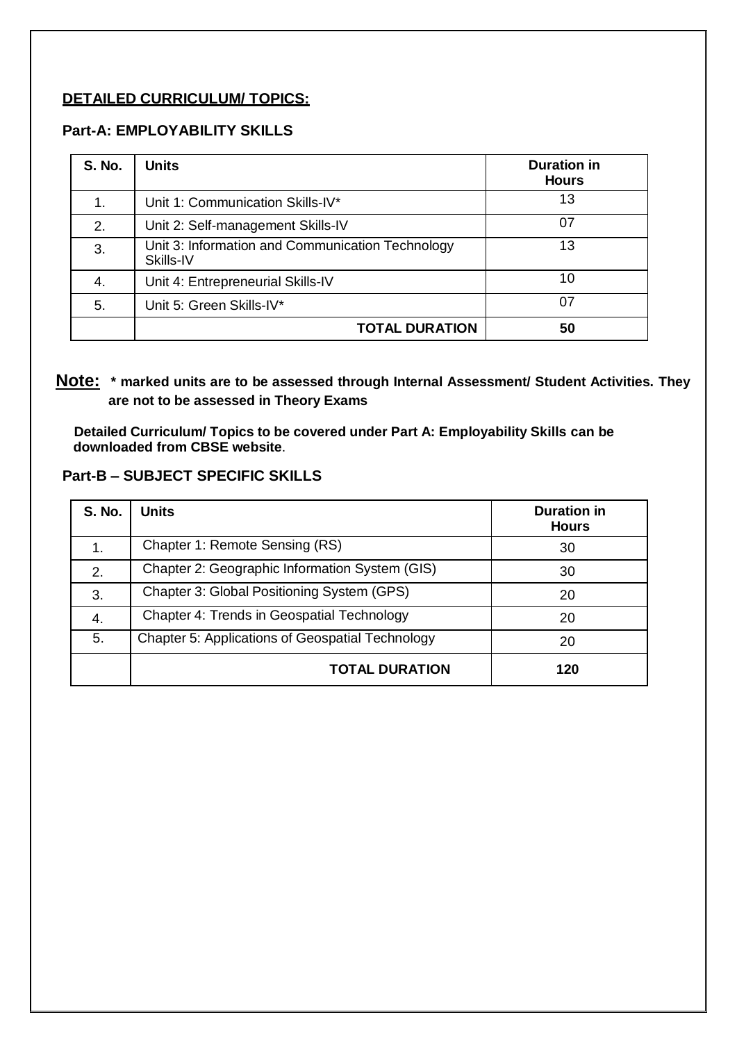## DETAILED CURRICULUM/ TOPICS:

### Part-A: EMPLOYABILITY SKILLS

| S. No. | Units | Duration in Hours |
|---|---|---|
| 1. | Unit 1: Communication Skills-IV* | 13 |
| 2. | Unit 2: Self-management Skills-IV | 07 |
| 3. | Unit 3: Information and Communication Technology Skills-IV | 13 |
| 4. | Unit 4: Entrepreneurial Skills-IV | 10 |
| 5. | Unit 5: Green Skills-IV* | 07 |
| | **TOTAL DURATION** | **50** |

**Note: * marked units are to be assessed through Internal Assessment/ Student Activities. They are not to be assessed in Theory Exams**

**Detailed Curriculum/ Topics to be covered under Part A: Employability Skills can be downloaded from CBSE website**.

### Part-B – SUBJECT SPECIFIC SKILLS

| S. No. | Units | Duration in Hours |
|---|---|---|
| 1. | Chapter 1: Remote Sensing (RS) | 30 |
| 2. | Chapter 2: Geographic Information System (GIS) | 30 |
| 3. | Chapter 3: Global Positioning System (GPS) | 20 |
| 4. | Chapter 4: Trends in Geospatial Technology | 20 |
| 5. | Chapter 5: Applications of Geospatial Technology | 20 |
| | **TOTAL DURATION** | **120** |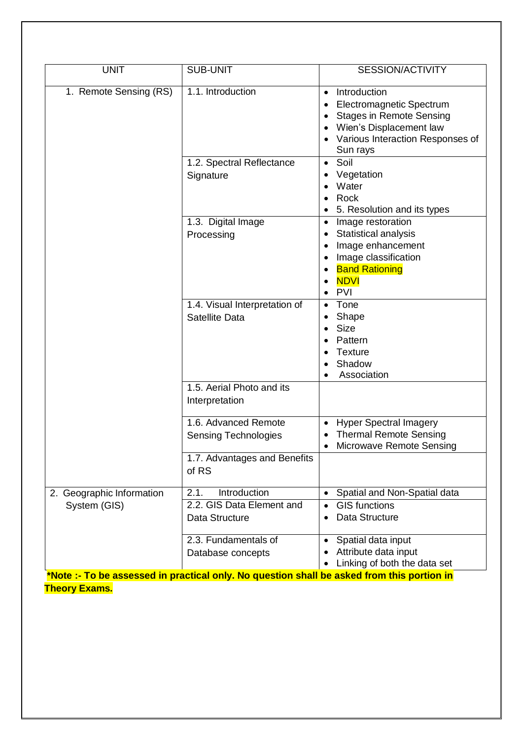| UNIT | SUB-UNIT | SESSION/ACTIVITY |
|---|---|---|
| 1. Remote Sensing (RS) | 1.1. Introduction | • Introduction<br>• Electromagnetic Spectrum<br>• Stages in Remote Sensing<br>• Wien's Displacement law<br>• Various Interaction Responses of Sun rays |
| | 1.2. Spectral Reflectance Signature | • Soil<br>• Vegetation<br>• Water<br>• Rock<br>• 5. Resolution and its types |
| | 1.3. Digital Image Processing | • Image restoration<br>• Statistical analysis<br>• Image enhancement<br>• Image classification<br>• Band Rationing<br>• NDVI<br>• PVI |
| | 1.4. Visual Interpretation of Satellite Data | • Tone<br>• Shape<br>• Size<br>• Pattern<br>• Texture<br>• Shadow<br>• Association |
| | 1.5. Aerial Photo and its Interpretation | |
| | 1.6. Advanced Remote Sensing Technologies | • Hyper Spectral Imagery<br>• Thermal Remote Sensing<br>• Microwave Remote Sensing |
| | 1.7. Advantages and Benefits of RS | |
| 2. Geographic Information System (GIS) | 2.1. Introduction | • Spatial and Non-Spatial data |
| | 2.2. GIS Data Element and Data Structure | • GIS functions<br>• Data Structure |
| | 2.3. Fundamentals of Database concepts | • Spatial data input<br>• Attribute data input<br>• Linking of both the data set |

**\*Note :- To be assessed in practical only. No question shall be asked from this portion in Theory Exams.**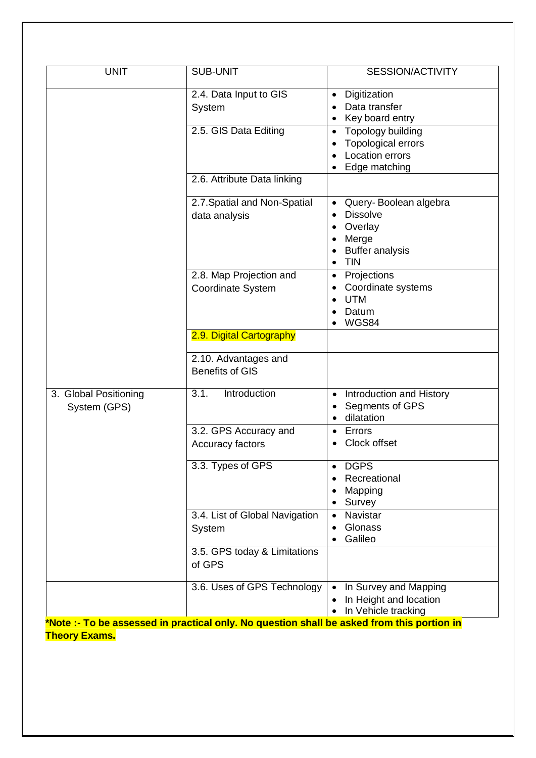| UNIT | SUB-UNIT | SESSION/ACTIVITY |
|---|---|---|
| | 2.4. Data Input to GIS System | • Digitization<br>• Data transfer<br>• Key board entry |
| | 2.5. GIS Data Editing | • Topology building<br>• Topological errors<br>• Location errors<br>• Edge matching |
| | 2.6. Attribute Data linking | |
| | 2.7.Spatial and Non-Spatial data analysis | • Query- Boolean algebra<br>• Dissolve<br>• Overlay<br>• Merge<br>• Buffer analysis<br>• TIN |
| | 2.8. Map Projection and Coordinate System | • Projections<br>• Coordinate systems<br>• UTM<br>• Datum<br>• WGS84 |
| | 2.9. Digital Cartography | |
| | 2.10. Advantages and Benefits of GIS | |
| 3. Global Positioning System (GPS) | 3.1. Introduction | • Introduction and History<br>• Segments of GPS<br>• dilatation |
| | 3.2. GPS Accuracy and Accuracy factors | • Errors<br>• Clock offset |
| | 3.3. Types of GPS | • DGPS<br>• Recreational<br>• Mapping<br>• Survey |
| | 3.4. List of Global Navigation System | • Navistar<br>• Glonass<br>• Galileo |
| | 3.5. GPS today & Limitations of GPS | |
| | 3.6. Uses of GPS Technology | • In Survey and Mapping<br>• In Height and location<br>• In Vehicle tracking |

**\*Note :- To be assessed in practical only. No question shall be asked from this portion in Theory Exams.**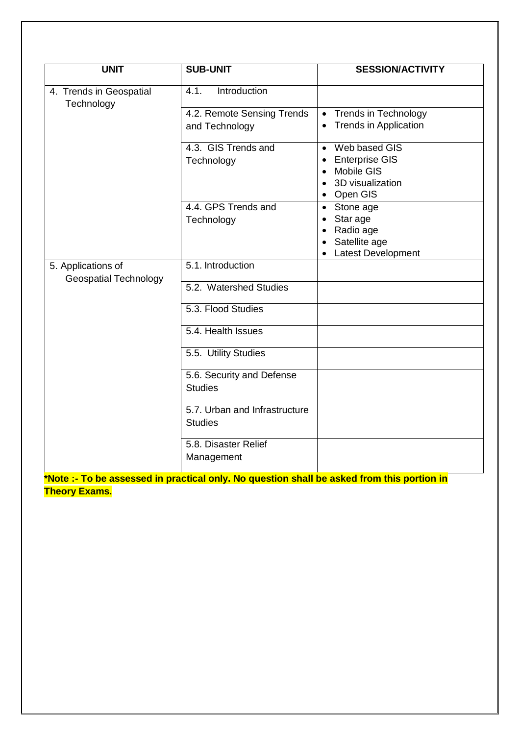| UNIT | SUB-UNIT | SESSION/ACTIVITY |
|---|---|---|
| 4. Trends in Geospatial Technology | 4.1. Introduction | |
| | 4.2. Remote Sensing Trends and Technology | • Trends in Technology<br>• Trends in Application |
| | 4.3. GIS Trends and Technology | • Web based GIS<br>• Enterprise GIS<br>• Mobile GIS<br>• 3D visualization<br>• Open GIS |
| | 4.4. GPS Trends and Technology | • Stone age<br>• Star age<br>• Radio age<br>• Satellite age<br>• Latest Development |
| 5. Applications of Geospatial Technology | 5.1. Introduction | |
| | 5.2. Watershed Studies | |
| | 5.3. Flood Studies | |
| | 5.4. Health Issues | |
| | 5.5. Utility Studies | |
| | 5.6. Security and Defense Studies | |
| | 5.7. Urban and Infrastructure Studies | |
| | 5.8. Disaster Relief Management | |

**\*Note :- To be assessed in practical only. No question shall be asked from this portion in Theory Exams.**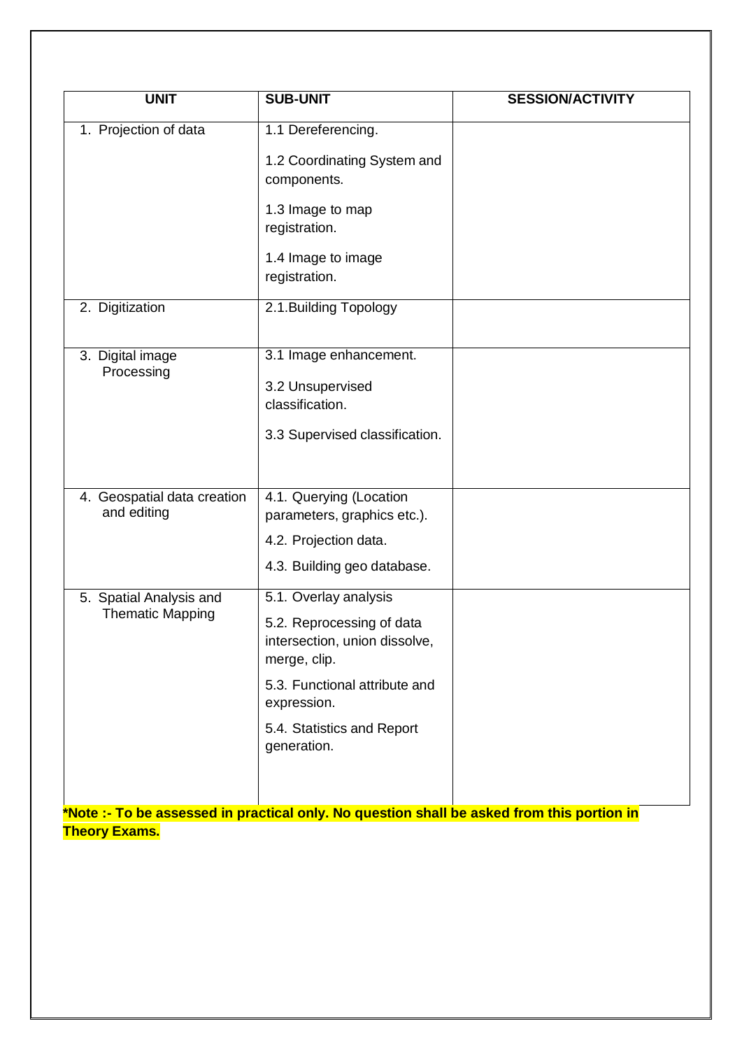| UNIT | SUB-UNIT | SESSION/ACTIVITY |
|---|---|---|
| 1. Projection of data | 1.1 Dereferencing.<br>1.2 Coordinating System and components.<br>1.3 Image to map registration.<br>1.4 Image to image registration. | |
| 2. Digitization | 2.1.Building Topology | |
| 3. Digital image Processing | 3.1 Image enhancement.<br>3.2 Unsupervised classification.<br>3.3 Supervised classification. | |
| 4. Geospatial data creation and editing | 4.1. Querying (Location parameters, graphics etc.).<br>4.2. Projection data.<br>4.3. Building geo database. | |
| 5. Spatial Analysis and Thematic Mapping | 5.1. Overlay analysis<br>5.2. Reprocessing of data intersection, union dissolve, merge, clip.<br>5.3. Functional attribute and expression.<br>5.4. Statistics and Report generation. | |

**\*Note :- To be assessed in practical only. No question shall be asked from this portion in Theory Exams.**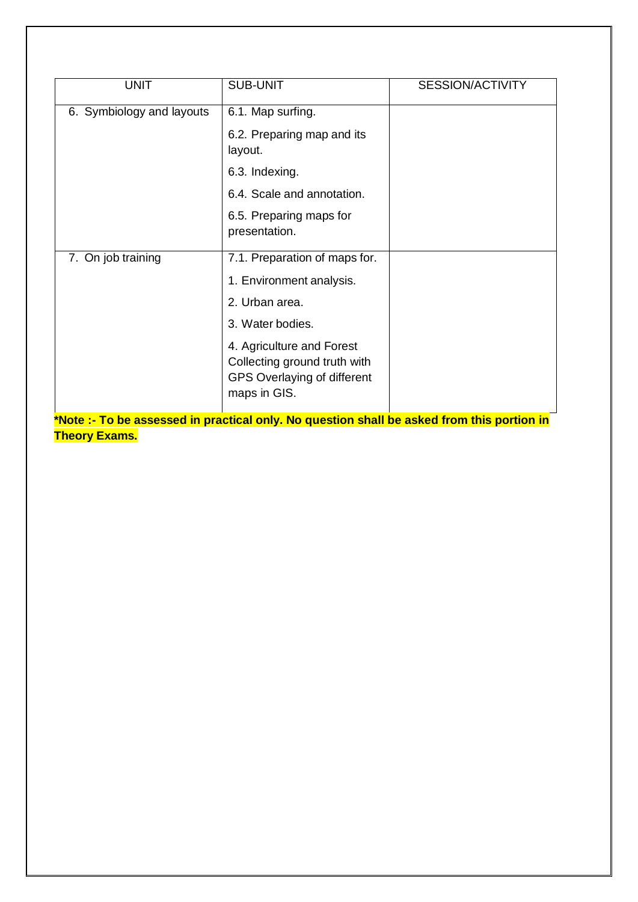| UNIT | SUB-UNIT | SESSION/ACTIVITY |
|---|---|---|
| 6. Symbiology and layouts | 6.1. Map surfing.<br>6.2. Preparing map and its layout.<br>6.3. Indexing.<br>6.4. Scale and annotation.<br>6.5. Preparing maps for presentation. | |
| 7. On job training | 7.1. Preparation of maps for.<br>1. Environment analysis.<br>2. Urban area.<br>3. Water bodies.<br>4. Agriculture and Forest Collecting ground truth with GPS Overlaying of different maps in GIS. | |

**\*Note :- To be assessed in practical only. No question shall be asked from this portion in Theory Exams.**